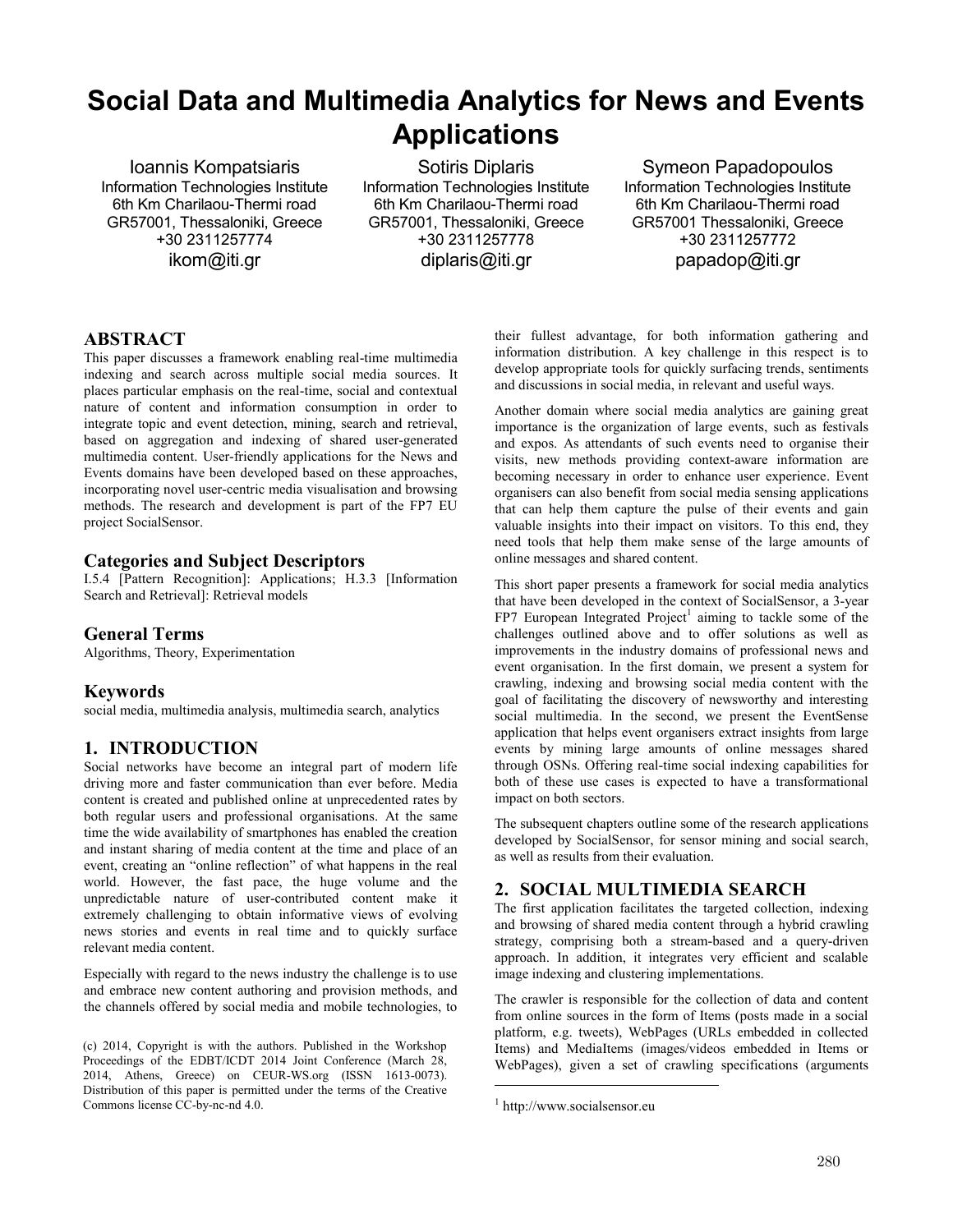# Social Data and Multimedia Analytics for News and Events Applications

Ioannis Kompatsiaris
Information Technologies Institute
6th Km Charilaou-Thermi road
GR57001, Thessaloniki, Greece
+30 2311257774
ikom@iti.gr

Sotiris Diplaris
Information Technologies Institute
6th Km Charilaou-Thermi road
GR57001, Thessaloniki, Greece
+30 2311257778
diplaris@iti.gr

Symeon Papadopoulos
Information Technologies Institute
6th Km Charilaou-Thermi road
GR57001 Thessaloniki, Greece
+30 2311257772
papadop@iti.gr

## ABSTRACT

This paper discusses a framework enabling real-time multimedia indexing and search across multiple social media sources. It places particular emphasis on the real-time, social and contextual nature of content and information consumption in order to integrate topic and event detection, mining, search and retrieval, based on aggregation and indexing of shared user-generated multimedia content. User-friendly applications for the News and Events domains have been developed based on these approaches, incorporating novel user-centric media visualisation and browsing methods. The research and development is part of the FP7 EU project SocialSensor.

## Categories and Subject Descriptors

I.5.4 [Pattern Recognition]: Applications; H.3.3 [Information Search and Retrieval]: Retrieval models

## General Terms

Algorithms, Theory, Experimentation

## Keywords

social media, multimedia analysis, multimedia search, analytics

## 1. INTRODUCTION

Social networks have become an integral part of modern life driving more and faster communication than ever before. Media content is created and published online at unprecedented rates by both regular users and professional organisations. At the same time the wide availability of smartphones has enabled the creation and instant sharing of media content at the time and place of an event, creating an "online reflection" of what happens in the real world. However, the fast pace, the huge volume and the unpredictable nature of user-contributed content make it extremely challenging to obtain informative views of evolving news stories and events in real time and to quickly surface relevant media content.

Especially with regard to the news industry the challenge is to use and embrace new content authoring and provision methods, and the channels offered by social media and mobile technologies, to their fullest advantage, for both information gathering and information distribution. A key challenge in this respect is to develop appropriate tools for quickly surfacing trends, sentiments and discussions in social media, in relevant and useful ways.

Another domain where social media analytics are gaining great importance is the organization of large events, such as festivals and expos. As attendants of such events need to organise their visits, new methods providing context-aware information are becoming necessary in order to enhance user experience. Event organisers can also benefit from social media sensing applications that can help them capture the pulse of their events and gain valuable insights into their impact on visitors. To this end, they need tools that help them make sense of the large amounts of online messages and shared content.

This short paper presents a framework for social media analytics that have been developed in the context of SocialSensor, a 3-year FP7 European Integrated Project[1] aiming to tackle some of the challenges outlined above and to offer solutions as well as improvements in the industry domains of professional news and event organisation. In the first domain, we present a system for crawling, indexing and browsing social media content with the goal of facilitating the discovery of newsworthy and interesting social multimedia. In the second, we present the EventSense application that helps event organisers extract insights from large events by mining large amounts of online messages shared through OSNs. Offering real-time social indexing capabilities for both of these use cases is expected to have a transformational impact on both sectors.

The subsequent chapters outline some of the research applications developed by SocialSensor, for sensor mining and social search, as well as results from their evaluation.

## 2. SOCIAL MULTIMEDIA SEARCH

The first application facilitates the targeted collection, indexing and browsing of shared media content through a hybrid crawling strategy, comprising both a stream-based and a query-driven approach. In addition, it integrates very efficient and scalable image indexing and clustering implementations.

The crawler is responsible for the collection of data and content from online sources in the form of Items (posts made in a social platform, e.g. tweets), WebPages (URLs embedded in collected Items) and MediaItems (images/videos embedded in Items or WebPages), given a set of crawling specifications (arguments

(c) 2014, Copyright is with the authors. Published in the Workshop Proceedings of the EDBT/ICDT 2014 Joint Conference (March 28, 2014, Athens, Greece) on CEUR-WS.org (ISSN 1613-0073). Distribution of this paper is permitted under the terms of the Creative Commons license CC-by-nc-nd 4.0.

[1] http://www.socialsensor.eu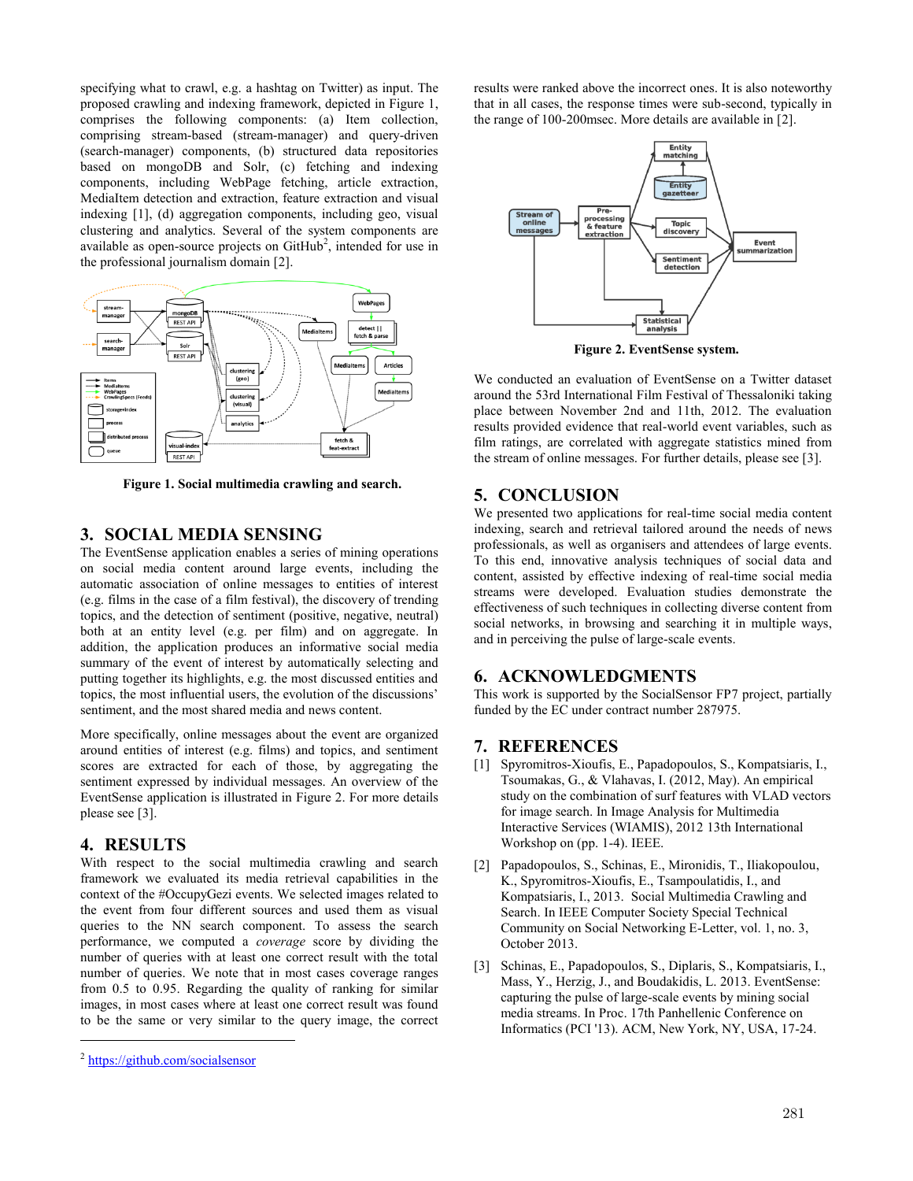specifying what to crawl, e.g. a hashtag on Twitter) as input. The proposed crawling and indexing framework, depicted in Figure 1, comprises the following components: (a) Item collection, comprising stream-based (stream-manager) and query-driven (search-manager) components, (b) structured data repositories based on mongoDB and Solr, (c) fetching and indexing components, including WebPage fetching, article extraction, MediaItem detection and extraction, feature extraction and visual indexing [1], (d) aggregation components, including geo, visual clustering and analytics. Several of the system components are available as open-source projects on GitHub[2], intended for use in the professional journalism domain [2].

**Figure 1. Social multimedia crawling and search.**

## 3. SOCIAL MEDIA SENSING

The EventSense application enables a series of mining operations on social media content around large events, including the automatic association of online messages to entities of interest (e.g. films in the case of a film festival), the discovery of trending topics, and the detection of sentiment (positive, negative, neutral) both at an entity level (e.g. per film) and on aggregate. In addition, the application produces an informative social media summary of the event of interest by automatically selecting and putting together its highlights, e.g. the most discussed entities and topics, the most influential users, the evolution of the discussions' sentiment, and the most shared media and news content.

More specifically, online messages about the event are organized around entities of interest (e.g. films) and topics, and sentiment scores are extracted for each of those, by aggregating the sentiment expressed by individual messages. An overview of the EventSense application is illustrated in Figure 2. For more details please see [3].

## 4. RESULTS

With respect to the social multimedia crawling and search framework we evaluated its media retrieval capabilities in the context of the #OccupyGezi events. We selected images related to the event from four different sources and used them as visual queries to the NN search component. To assess the search performance, we computed a *coverage* score by dividing the number of queries with at least one correct result with the total number of queries. We note that in most cases coverage ranges from 0.5 to 0.95. Regarding the quality of ranking for similar images, in most cases where at least one correct result was found to be the same or very similar to the query image, the correct results were ranked above the incorrect ones. It is also noteworthy that in all cases, the response times were sub-second, typically in the range of 100-200msec. More details are available in [2].

**Figure 2. EventSense system.**

We conducted an evaluation of EventSense on a Twitter dataset around the 53rd International Film Festival of Thessaloniki taking place between November 2nd and 11th, 2012. The evaluation results provided evidence that real-world event variables, such as film ratings, are correlated with aggregate statistics mined from the stream of online messages. For further details, please see [3].

## 5. CONCLUSION

We presented two applications for real-time social media content indexing, search and retrieval tailored around the needs of news professionals, as well as organisers and attendees of large events. To this end, innovative analysis techniques of social data and content, assisted by effective indexing of real-time social media streams were developed. Evaluation studies demonstrate the effectiveness of such techniques in collecting diverse content from social networks, in browsing and searching it in multiple ways, and in perceiving the pulse of large-scale events.

## 6. ACKNOWLEDGMENTS

This work is supported by the SocialSensor FP7 project, partially funded by the EC under contract number 287975.

## 7. REFERENCES

[1] Spyromitros-Xioufis, E., Papadopoulos, S., Kompatsiaris, I., Tsoumakas, G., & Vlahavas, I. (2012, May). An empirical study on the combination of surf features with VLAD vectors for image search. In Image Analysis for Multimedia Interactive Services (WIAMIS), 2012 13th International Workshop on (pp. 1-4). IEEE.

[2] Papadopoulos, S., Schinas, E., Mironidis, T., Iliakopoulou, K., Spyromitros-Xioufis, E., Tsampoulatidis, I., and Kompatsiaris, I., 2013. Social Multimedia Crawling and Search. In IEEE Computer Society Special Technical Community on Social Networking E-Letter, vol. 1, no. 3, October 2013.

[3] Schinas, E., Papadopoulos, S., Diplaris, S., Kompatsiaris, I., Mass, Y., Herzig, J., and Boudakidis, L. 2013. EventSense: capturing the pulse of large-scale events by mining social media streams. In Proc. 17th Panhellenic Conference on Informatics (PCI '13). ACM, New York, NY, USA, 17-24.

[2] https://github.com/socialsensor